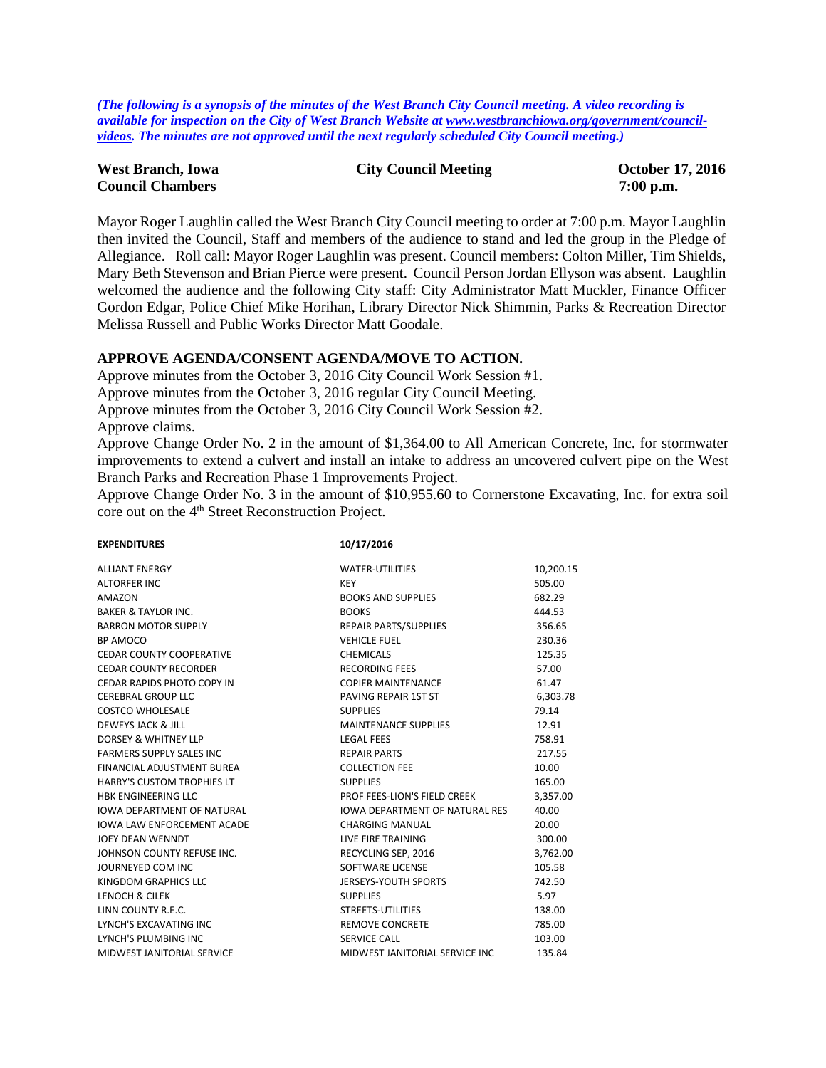*(The following is a synopsis of the minutes of the West Branch City Council meeting. A video recording is available for inspection on the City of West Branch Website at [www.westbranchiowa.org/government/council-videos](www.westbranchiowa.org/government/council-videos). The minutes are not approved until the next regularly scheduled City Council meeting.)*

**West Branch, Iowa** **City Council Meeting** **October 17, 2016**
**Council Chambers** **7:00 p.m.**

Mayor Roger Laughlin called the West Branch City Council meeting to order at 7:00 p.m. Mayor Laughlin then invited the Council, Staff and members of the audience to stand and led the group in the Pledge of Allegiance. Roll call: Mayor Roger Laughlin was present. Council members: Colton Miller, Tim Shields, Mary Beth Stevenson and Brian Pierce were present. Council Person Jordan Ellyson was absent. Laughlin welcomed the audience and the following City staff: City Administrator Matt Muckler, Finance Officer Gordon Edgar, Police Chief Mike Horihan, Library Director Nick Shimmin, Parks & Recreation Director Melissa Russell and Public Works Director Matt Goodale.

## APPROVE AGENDA/CONSENT AGENDA/MOVE TO ACTION.

Approve minutes from the October 3, 2016 City Council Work Session #1.
Approve minutes from the October 3, 2016 regular City Council Meeting.
Approve minutes from the October 3, 2016 City Council Work Session #2.
Approve claims.
Approve Change Order No. 2 in the amount of $1,364.00 to All American Concrete, Inc. for stormwater improvements to extend a culvert and install an intake to address an uncovered culvert pipe on the West Branch Parks and Recreation Phase 1 Improvements Project.
Approve Change Order No. 3 in the amount of $10,955.60 to Cornerstone Excavating, Inc. for extra soil core out on the 4th Street Reconstruction Project.

| EXPENDITURES | 10/17/2016 | |
|---|---|---|
| ALLIANT ENERGY | WATER-UTILITIES | 10,200.15 |
| ALTORFER INC | KEY | 505.00 |
| AMAZON | BOOKS AND SUPPLIES | 682.29 |
| BAKER & TAYLOR INC. | BOOKS | 444.53 |
| BARRON MOTOR SUPPLY | REPAIR PARTS/SUPPLIES | 356.65 |
| BP AMOCO | VEHICLE FUEL | 230.36 |
| CEDAR COUNTY COOPERATIVE | CHEMICALS | 125.35 |
| CEDAR COUNTY RECORDER | RECORDING FEES | 57.00 |
| CEDAR RAPIDS PHOTO COPY IN | COPIER MAINTENANCE | 61.47 |
| CEREBRAL GROUP LLC | PAVING REPAIR 1ST ST | 6,303.78 |
| COSTCO WHOLESALE | SUPPLIES | 79.14 |
| DEWEYS JACK & JILL | MAINTENANCE SUPPLIES | 12.91 |
| DORSEY & WHITNEY LLP | LEGAL FEES | 758.91 |
| FARMERS SUPPLY SALES INC | REPAIR PARTS | 217.55 |
| FINANCIAL ADJUSTMENT BUREA | COLLECTION FEE | 10.00 |
| HARRY'S CUSTOM TROPHIES LT | SUPPLIES | 165.00 |
| HBK ENGINEERING LLC | PROF FEES-LION'S FIELD CREEK | 3,357.00 |
| IOWA DEPARTMENT OF NATURAL | IOWA DEPARTMENT OF NATURAL RES | 40.00 |
| IOWA LAW ENFORCEMENT ACADE | CHARGING MANUAL | 20.00 |
| JOEY DEAN WENNDT | LIVE FIRE TRAINING | 300.00 |
| JOHNSON COUNTY REFUSE INC. | RECYCLING SEP, 2016 | 3,762.00 |
| JOURNEYED COM INC | SOFTWARE LICENSE | 105.58 |
| KINGDOM GRAPHICS LLC | JERSEYS-YOUTH SPORTS | 742.50 |
| LENOCH & CILEK | SUPPLIES | 5.97 |
| LINN COUNTY R.E.C. | STREETS-UTILITIES | 138.00 |
| LYNCH'S EXCAVATING INC | REMOVE CONCRETE | 785.00 |
| LYNCH'S PLUMBING INC | SERVICE CALL | 103.00 |
| MIDWEST JANITORIAL SERVICE | MIDWEST JANITORIAL SERVICE INC | 135.84 |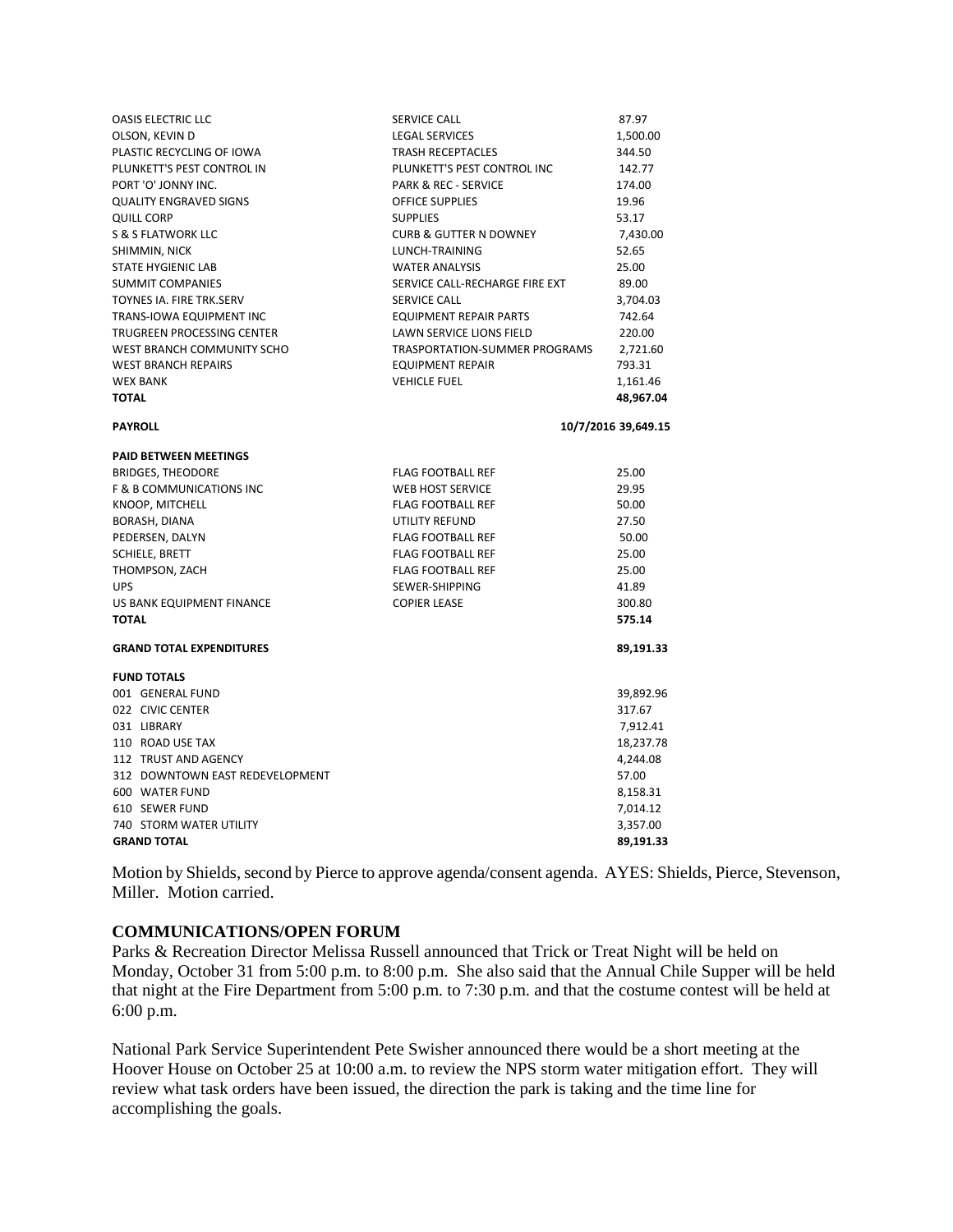| | | |
|---|---|---|
| OASIS ELECTRIC LLC | SERVICE CALL | 87.97 |
| OLSON, KEVIN D | LEGAL SERVICES | 1,500.00 |
| PLASTIC RECYCLING OF IOWA | TRASH RECEPTACLES | 344.50 |
| PLUNKETT'S PEST CONTROL IN | PLUNKETT'S PEST CONTROL INC | 142.77 |
| PORT 'O' JONNY INC. | PARK & REC - SERVICE | 174.00 |
| QUALITY ENGRAVED SIGNS | OFFICE SUPPLIES | 19.96 |
| QUILL CORP | SUPPLIES | 53.17 |
| S & S FLATWORK LLC | CURB & GUTTER N DOWNEY | 7,430.00 |
| SHIMMIN, NICK | LUNCH-TRAINING | 52.65 |
| STATE HYGIENIC LAB | WATER ANALYSIS | 25.00 |
| SUMMIT COMPANIES | SERVICE CALL-RECHARGE FIRE EXT | 89.00 |
| TOYNES IA. FIRE TRK.SERV | SERVICE CALL | 3,704.03 |
| TRANS-IOWA EQUIPMENT INC | EQUIPMENT REPAIR PARTS | 742.64 |
| TRUGREEN PROCESSING CENTER | LAWN SERVICE LIONS FIELD | 220.00 |
| WEST BRANCH COMMUNITY SCHO | TRASPORTATION-SUMMER PROGRAMS | 2,721.60 |
| WEST BRANCH REPAIRS | EQUIPMENT REPAIR | 793.31 |
| WEX BANK | VEHICLE FUEL | 1,161.46 |
| **TOTAL** | | **48,967.04** |
| **PAYROLL** | | **10/7/2016 39,649.15** |
| **PAID BETWEEN MEETINGS** | | |
| BRIDGES, THEODORE | FLAG FOOTBALL REF | 25.00 |
| F & B COMMUNICATIONS INC | WEB HOST SERVICE | 29.95 |
| KNOOP, MITCHELL | FLAG FOOTBALL REF | 50.00 |
| BORASH, DIANA | UTILITY REFUND | 27.50 |
| PEDERSEN, DALYN | FLAG FOOTBALL REF | 50.00 |
| SCHIELE, BRETT | FLAG FOOTBALL REF | 25.00 |
| THOMPSON, ZACH | FLAG FOOTBALL REF | 25.00 |
| UPS | SEWER-SHIPPING | 41.89 |
| US BANK EQUIPMENT FINANCE | COPIER LEASE | 300.80 |
| **TOTAL** | | **575.14** |
| **GRAND TOTAL EXPENDITURES** | | **89,191.33** |

| **FUND TOTALS** | |
|---|---|
| 001 GENERAL FUND | 39,892.96 |
| 022 CIVIC CENTER | 317.67 |
| 031 LIBRARY | 7,912.41 |
| 110 ROAD USE TAX | 18,237.78 |
| 112 TRUST AND AGENCY | 4,244.08 |
| 312 DOWNTOWN EAST REDEVELOPMENT | 57.00 |
| 600 WATER FUND | 8,158.31 |
| 610 SEWER FUND | 7,014.12 |
| 740 STORM WATER UTILITY | 3,357.00 |
| **GRAND TOTAL** | **89,191.33** |

Motion by Shields, second by Pierce to approve agenda/consent agenda. AYES: Shields, Pierce, Stevenson, Miller. Motion carried.

**COMMUNICATIONS/OPEN FORUM**

Parks & Recreation Director Melissa Russell announced that Trick or Treat Night will be held on Monday, October 31 from 5:00 p.m. to 8:00 p.m. She also said that the Annual Chile Supper will be held that night at the Fire Department from 5:00 p.m. to 7:30 p.m. and that the costume contest will be held at 6:00 p.m.

National Park Service Superintendent Pete Swisher announced there would be a short meeting at the Hoover House on October 25 at 10:00 a.m. to review the NPS storm water mitigation effort. They will review what task orders have been issued, the direction the park is taking and the time line for accomplishing the goals.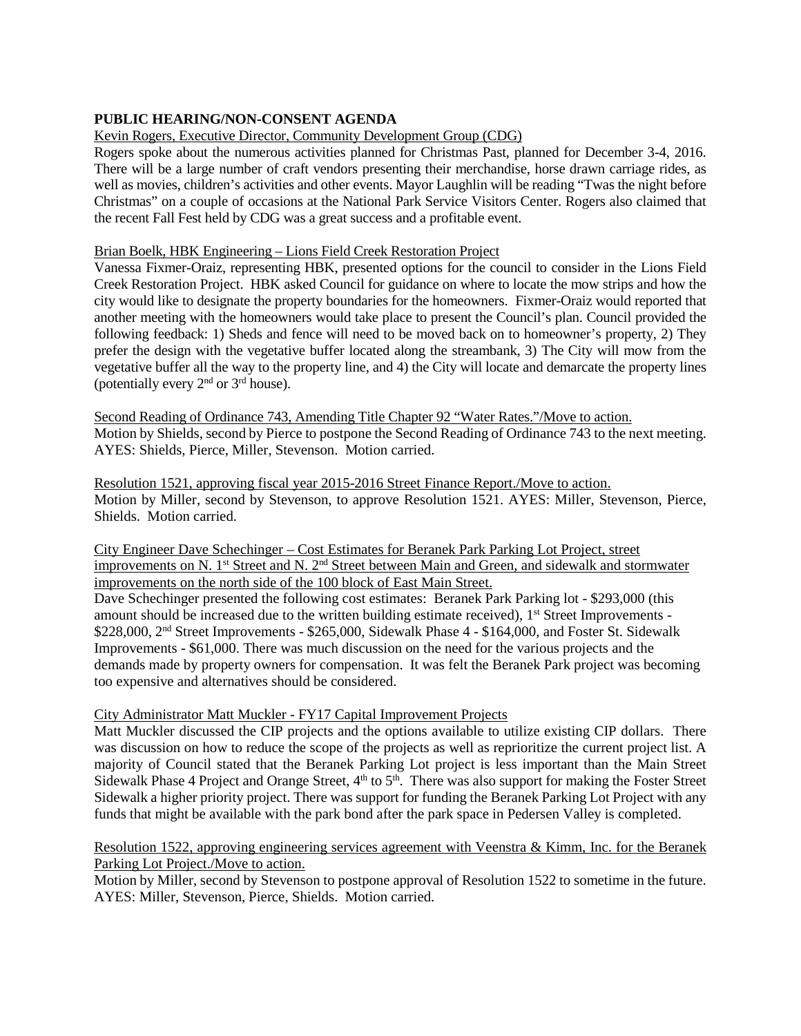**PUBLIC HEARING/NON-CONSENT AGENDA**

Kevin Rogers, Executive Director, Community Development Group (CDG)

Rogers spoke about the numerous activities planned for Christmas Past, planned for December 3-4, 2016. There will be a large number of craft vendors presenting their merchandise, horse drawn carriage rides, as well as movies, children's activities and other events. Mayor Laughlin will be reading "Twas the night before Christmas" on a couple of occasions at the National Park Service Visitors Center. Rogers also claimed that the recent Fall Fest held by CDG was a great success and a profitable event.

Brian Boelk, HBK Engineering – Lions Field Creek Restoration Project

Vanessa Fixmer-Oraiz, representing HBK, presented options for the council to consider in the Lions Field Creek Restoration Project. HBK asked Council for guidance on where to locate the mow strips and how the city would like to designate the property boundaries for the homeowners. Fixmer-Oraiz would reported that another meeting with the homeowners would take place to present the Council's plan. Council provided the following feedback: 1) Sheds and fence will need to be moved back on to homeowner's property, 2) They prefer the design with the vegetative buffer located along the streambank, 3) The City will mow from the vegetative buffer all the way to the property line, and 4) the City will locate and demarcate the property lines (potentially every 2nd or 3rd house).

Second Reading of Ordinance 743, Amending Title Chapter 92 "Water Rates."/Move to action.

Motion by Shields, second by Pierce to postpone the Second Reading of Ordinance 743 to the next meeting. AYES: Shields, Pierce, Miller, Stevenson. Motion carried.

Resolution 1521, approving fiscal year 2015-2016 Street Finance Report./Move to action.

Motion by Miller, second by Stevenson, to approve Resolution 1521. AYES: Miller, Stevenson, Pierce, Shields. Motion carried.

City Engineer Dave Schechinger – Cost Estimates for Beranek Park Parking Lot Project, street improvements on N. 1st Street and N. 2nd Street between Main and Green, and sidewalk and stormwater improvements on the north side of the 100 block of East Main Street.

Dave Schechinger presented the following cost estimates: Beranek Park Parking lot - $293,000 (this amount should be increased due to the written building estimate received), 1st Street Improvements - $228,000, 2nd Street Improvements - $265,000, Sidewalk Phase 4 - $164,000, and Foster St. Sidewalk Improvements - $61,000. There was much discussion on the need for the various projects and the demands made by property owners for compensation. It was felt the Beranek Park project was becoming too expensive and alternatives should be considered.

City Administrator Matt Muckler - FY17 Capital Improvement Projects

Matt Muckler discussed the CIP projects and the options available to utilize existing CIP dollars. There was discussion on how to reduce the scope of the projects as well as reprioritize the current project list. A majority of Council stated that the Beranek Parking Lot project is less important than the Main Street Sidewalk Phase 4 Project and Orange Street, 4th to 5th. There was also support for making the Foster Street Sidewalk a higher priority project. There was support for funding the Beranek Parking Lot Project with any funds that might be available with the park bond after the park space in Pedersen Valley is completed.

Resolution 1522, approving engineering services agreement with Veenstra & Kimm, Inc. for the Beranek Parking Lot Project./Move to action.

Motion by Miller, second by Stevenson to postpone approval of Resolution 1522 to sometime in the future. AYES: Miller, Stevenson, Pierce, Shields. Motion carried.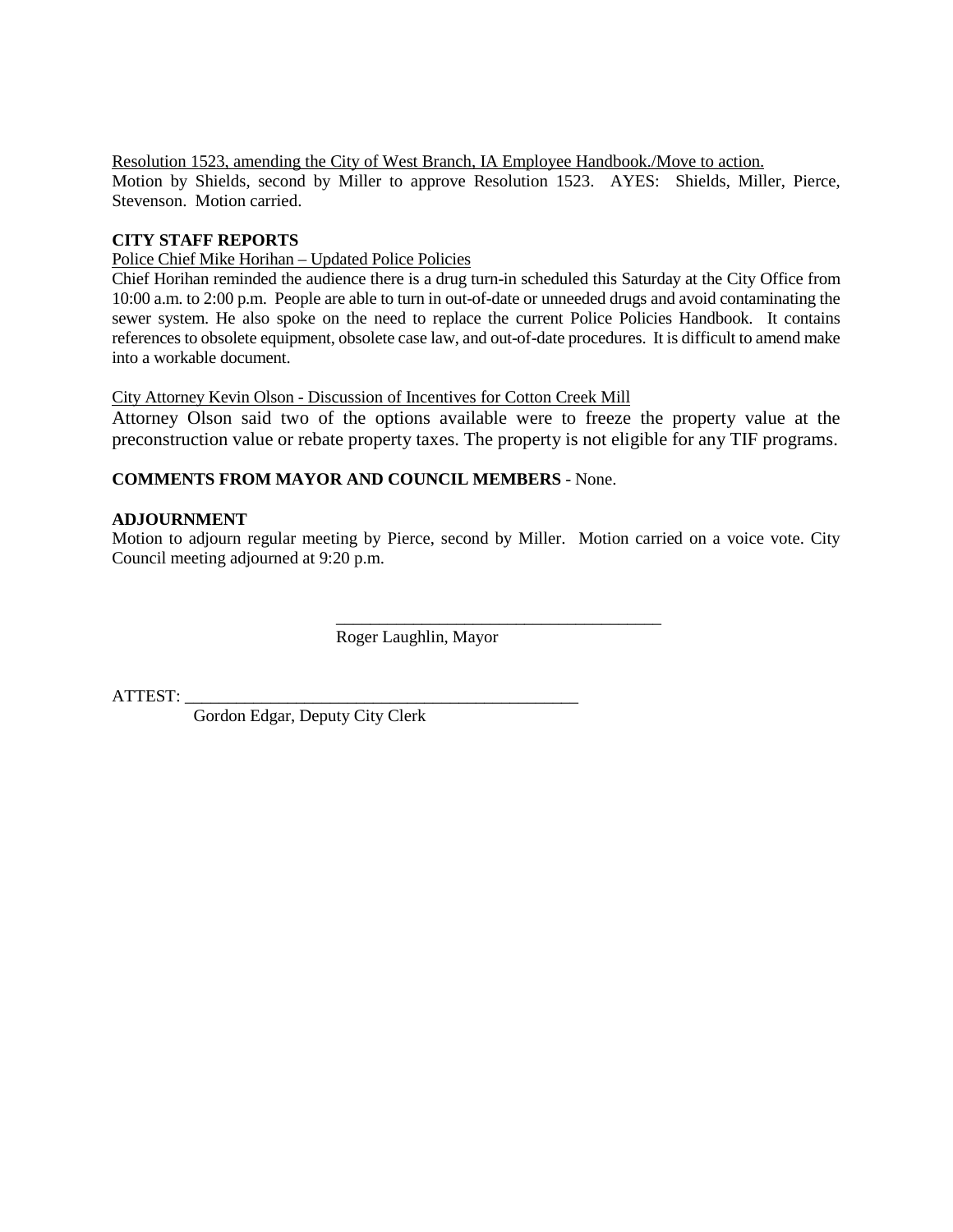Resolution 1523, amending the City of West Branch, IA Employee Handbook./Move to action.

Motion by Shields, second by Miller to approve Resolution 1523. AYES: Shields, Miller, Pierce, Stevenson. Motion carried.

**CITY STAFF REPORTS**

Police Chief Mike Horihan – Updated Police Policies

Chief Horihan reminded the audience there is a drug turn-in scheduled this Saturday at the City Office from 10:00 a.m. to 2:00 p.m. People are able to turn in out-of-date or unneeded drugs and avoid contaminating the sewer system. He also spoke on the need to replace the current Police Policies Handbook. It contains references to obsolete equipment, obsolete case law, and out-of-date procedures. It is difficult to amend make into a workable document.

City Attorney Kevin Olson - Discussion of Incentives for Cotton Creek Mill

Attorney Olson said two of the options available were to freeze the property value at the preconstruction value or rebate property taxes. The property is not eligible for any TIF programs.

**COMMENTS FROM MAYOR AND COUNCIL MEMBERS** - None.

**ADJOURNMENT**

Motion to adjourn regular meeting by Pierce, second by Miller. Motion carried on a voice vote. City Council meeting adjourned at 9:20 p.m.

\_\_\_\_\_\_\_\_\_\_\_\_\_\_\_\_\_\_\_\_\_\_\_\_\_\_\_\_\_\_\_\_\_\_\_\_\_\_\_

Roger Laughlin, Mayor

ATTEST: \_\_\_\_\_\_\_\_\_\_\_\_\_\_\_\_\_\_\_\_\_\_\_\_\_\_\_\_\_\_\_\_\_\_\_\_\_\_\_\_\_\_\_\_\_\_\_

Gordon Edgar, Deputy City Clerk